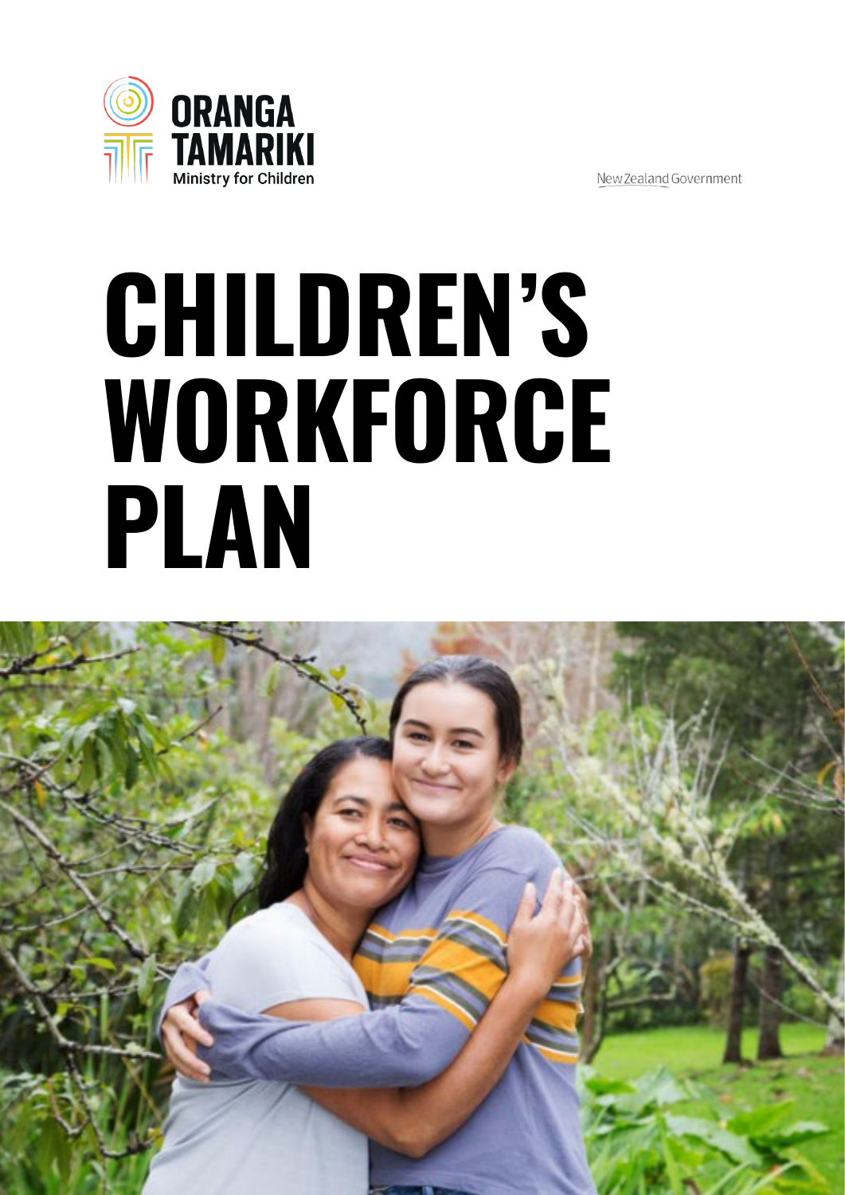ORANGA TAMARIKI

Ministry for Children

New Zealand Government

# CHILDREN'S WORKFORCE PLAN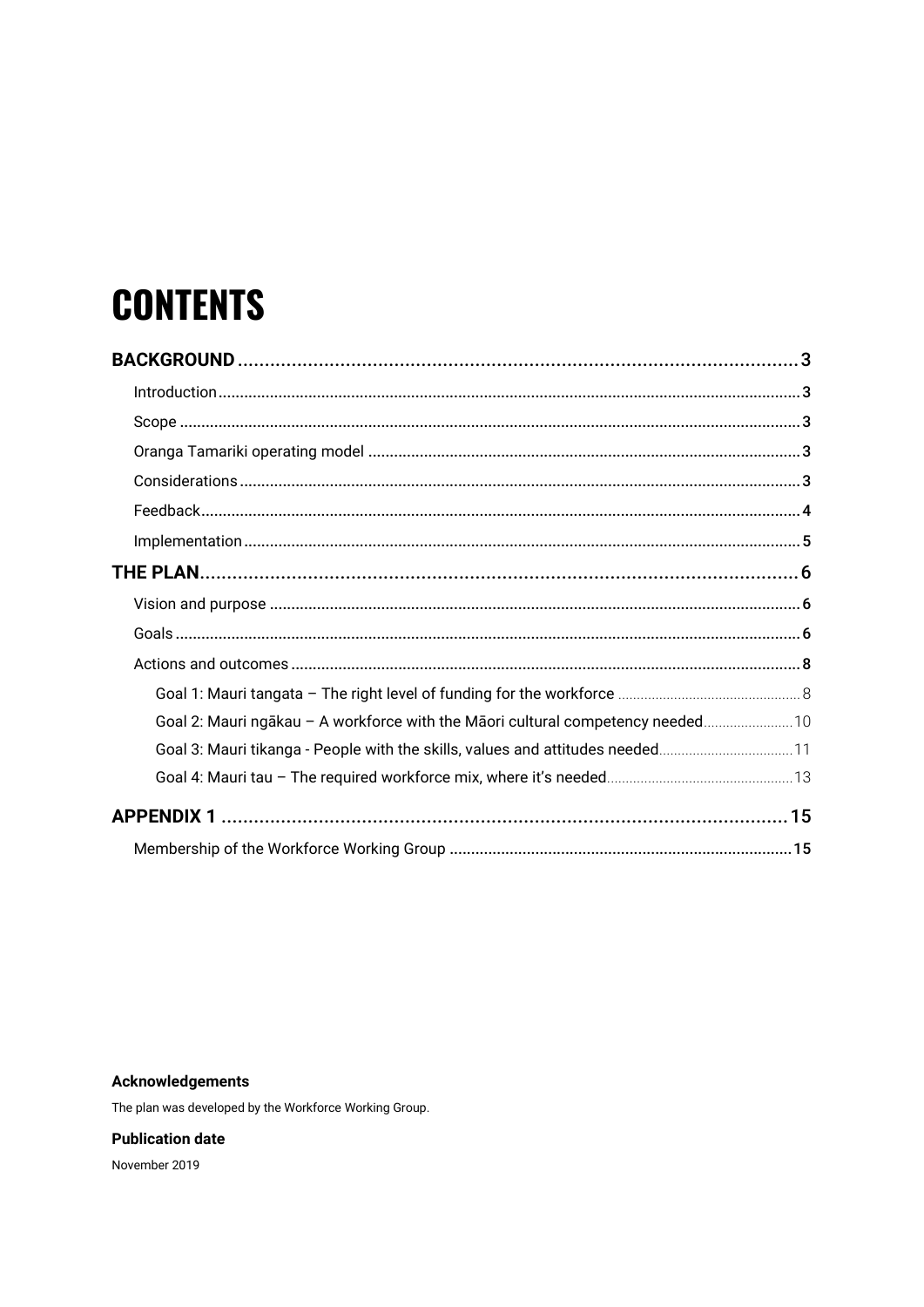# CONTENTS

**BACKGROUND** ... 3

- Introduction ... 3
- Scope ... 3
- Oranga Tamariki operating model ... 3
- Considerations ... 3
- Feedback ... 4
- Implementation ... 5

**THE PLAN** ... 6

- Vision and purpose ... 6
- Goals ... 6
- Actions and outcomes ... 8
  - Goal 1: Mauri tangata – The right level of funding for the workforce ... 8
  - Goal 2: Mauri ngākau – A workforce with the Māori cultural competency needed ... 10
  - Goal 3: Mauri tikanga - People with the skills, values and attitudes needed ... 11
  - Goal 4: Mauri tau – The required workforce mix, where it's needed ... 13

**APPENDIX 1** ... 15

- Membership of the Workforce Working Group ... 15

**Acknowledgements**

The plan was developed by the Workforce Working Group.

**Publication date**

November 2019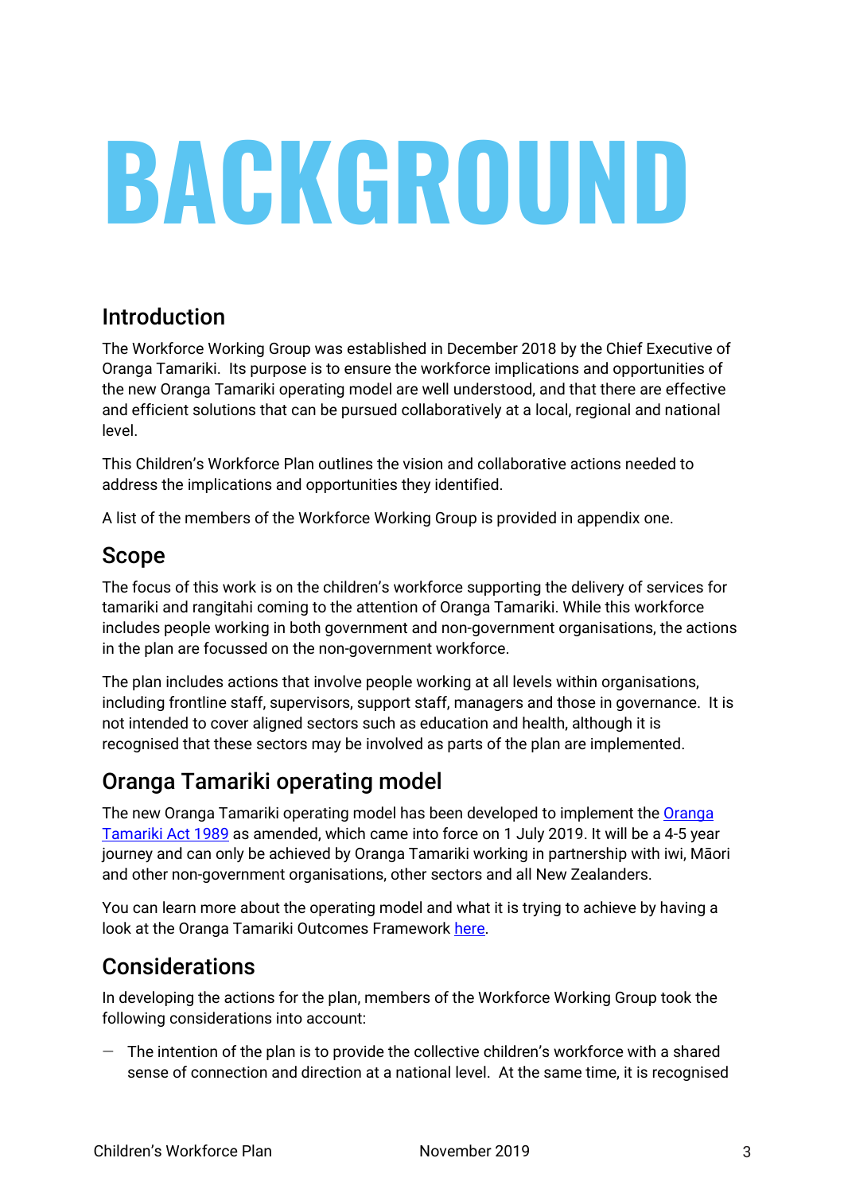# BACKGROUND

## Introduction

The Workforce Working Group was established in December 2018 by the Chief Executive of Oranga Tamariki. Its purpose is to ensure the workforce implications and opportunities of the new Oranga Tamariki operating model are well understood, and that there are effective and efficient solutions that can be pursued collaboratively at a local, regional and national level.

This Children's Workforce Plan outlines the vision and collaborative actions needed to address the implications and opportunities they identified.

A list of the members of the Workforce Working Group is provided in appendix one.

## Scope

The focus of this work is on the children's workforce supporting the delivery of services for tamariki and rangitahi coming to the attention of Oranga Tamariki. While this workforce includes people working in both government and non-government organisations, the actions in the plan are focussed on the non-government workforce.

The plan includes actions that involve people working at all levels within organisations, including frontline staff, supervisors, support staff, managers and those in governance. It is not intended to cover aligned sectors such as education and health, although it is recognised that these sectors may be involved as parts of the plan are implemented.

## Oranga Tamariki operating model

The new Oranga Tamariki operating model has been developed to implement the Oranga Tamariki Act 1989 as amended, which came into force on 1 July 2019. It will be a 4-5 year journey and can only be achieved by Oranga Tamariki working in partnership with iwi, Māori and other non-government organisations, other sectors and all New Zealanders.

You can learn more about the operating model and what it is trying to achieve by having a look at the Oranga Tamariki Outcomes Framework here.

## Considerations

In developing the actions for the plan, members of the Workforce Working Group took the following considerations into account:

- The intention of the plan is to provide the collective children's workforce with a shared sense of connection and direction at a national level. At the same time, it is recognised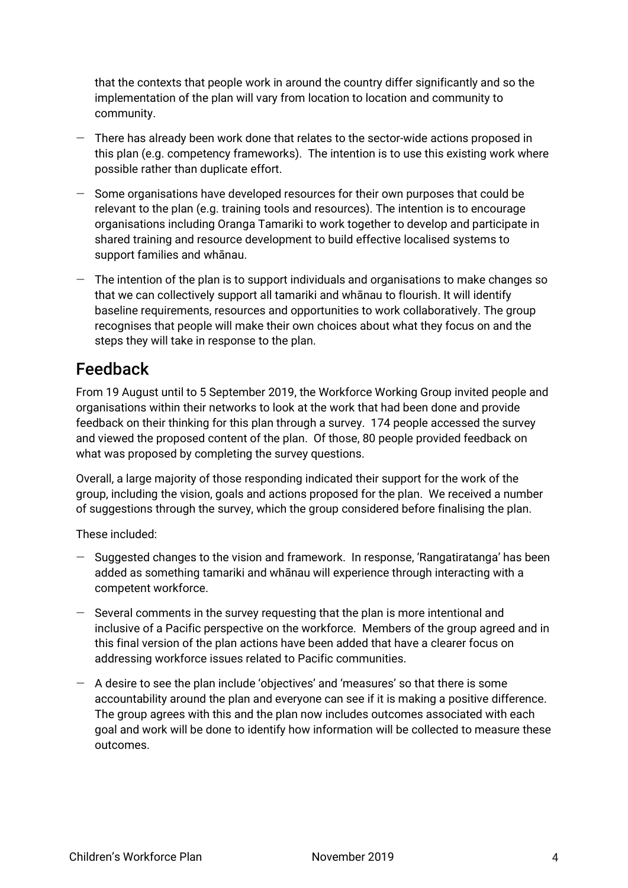that the contexts that people work in around the country differ significantly and so the implementation of the plan will vary from location to location and community to community.

- There has already been work done that relates to the sector-wide actions proposed in this plan (e.g. competency frameworks). The intention is to use this existing work where possible rather than duplicate effort.
- Some organisations have developed resources for their own purposes that could be relevant to the plan (e.g. training tools and resources). The intention is to encourage organisations including Oranga Tamariki to work together to develop and participate in shared training and resource development to build effective localised systems to support families and whānau.
- The intention of the plan is to support individuals and organisations to make changes so that we can collectively support all tamariki and whānau to flourish. It will identify baseline requirements, resources and opportunities to work collaboratively. The group recognises that people will make their own choices about what they focus on and the steps they will take in response to the plan.

## Feedback

From 19 August until to 5 September 2019, the Workforce Working Group invited people and organisations within their networks to look at the work that had been done and provide feedback on their thinking for this plan through a survey. 174 people accessed the survey and viewed the proposed content of the plan. Of those, 80 people provided feedback on what was proposed by completing the survey questions.

Overall, a large majority of those responding indicated their support for the work of the group, including the vision, goals and actions proposed for the plan. We received a number of suggestions through the survey, which the group considered before finalising the plan.

These included:

- Suggested changes to the vision and framework. In response, 'Rangatiratanga' has been added as something tamariki and whānau will experience through interacting with a competent workforce.
- Several comments in the survey requesting that the plan is more intentional and inclusive of a Pacific perspective on the workforce. Members of the group agreed and in this final version of the plan actions have been added that have a clearer focus on addressing workforce issues related to Pacific communities.
- A desire to see the plan include 'objectives' and 'measures' so that there is some accountability around the plan and everyone can see if it is making a positive difference. The group agrees with this and the plan now includes outcomes associated with each goal and work will be done to identify how information will be collected to measure these outcomes.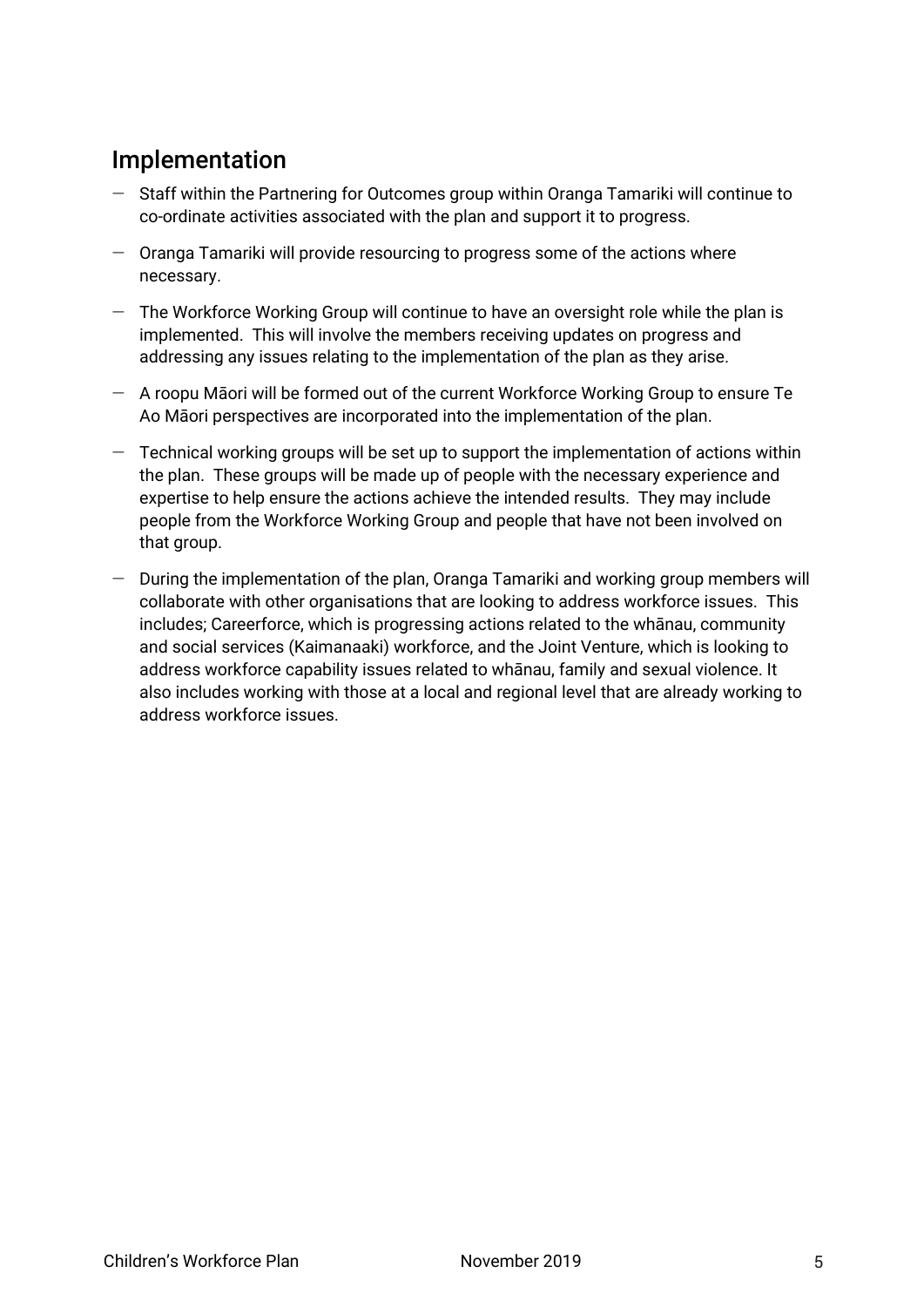## Implementation

- Staff within the Partnering for Outcomes group within Oranga Tamariki will continue to co-ordinate activities associated with the plan and support it to progress.
- Oranga Tamariki will provide resourcing to progress some of the actions where necessary.
- The Workforce Working Group will continue to have an oversight role while the plan is implemented. This will involve the members receiving updates on progress and addressing any issues relating to the implementation of the plan as they arise.
- A roopu Māori will be formed out of the current Workforce Working Group to ensure Te Ao Māori perspectives are incorporated into the implementation of the plan.
- Technical working groups will be set up to support the implementation of actions within the plan. These groups will be made up of people with the necessary experience and expertise to help ensure the actions achieve the intended results. They may include people from the Workforce Working Group and people that have not been involved on that group.
- During the implementation of the plan, Oranga Tamariki and working group members will collaborate with other organisations that are looking to address workforce issues. This includes; Careerforce, which is progressing actions related to the whānau, community and social services (Kaimanaaki) workforce, and the Joint Venture, which is looking to address workforce capability issues related to whānau, family and sexual violence. It also includes working with those at a local and regional level that are already working to address workforce issues.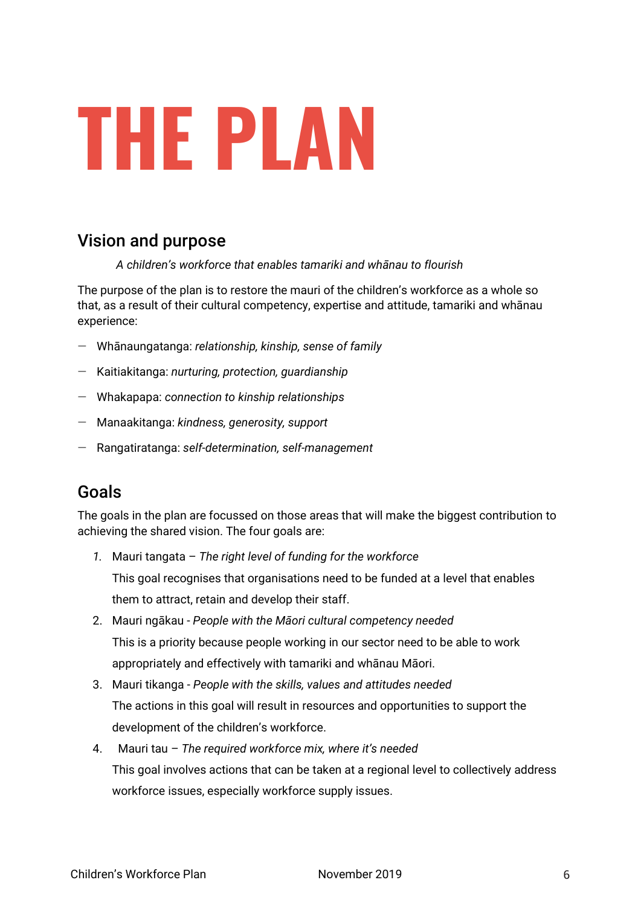# THE PLAN

## Vision and purpose

*A children's workforce that enables tamariki and whānau to flourish*

The purpose of the plan is to restore the mauri of the children's workforce as a whole so that, as a result of their cultural competency, expertise and attitude, tamariki and whānau experience:

- Whānaungatanga: *relationship, kinship, sense of family*
- Kaitiakitanga: *nurturing, protection, guardianship*
- Whakapapa: *connection to kinship relationships*
- Manaakitanga: *kindness, generosity, support*
- Rangatiratanga: *self-determination, self-management*

## Goals

The goals in the plan are focussed on those areas that will make the biggest contribution to achieving the shared vision. The four goals are:

1. Mauri tangata – *The right level of funding for the workforce*

   This goal recognises that organisations need to be funded at a level that enables them to attract, retain and develop their staff.

2. Mauri ngākau - *People with the Māori cultural competency needed*

   This is a priority because people working in our sector need to be able to work appropriately and effectively with tamariki and whānau Māori.

3. Mauri tikanga - *People with the skills, values and attitudes needed*

   The actions in this goal will result in resources and opportunities to support the development of the children's workforce.

4. Mauri tau – *The required workforce mix, where it's needed*

   This goal involves actions that can be taken at a regional level to collectively address workforce issues, especially workforce supply issues.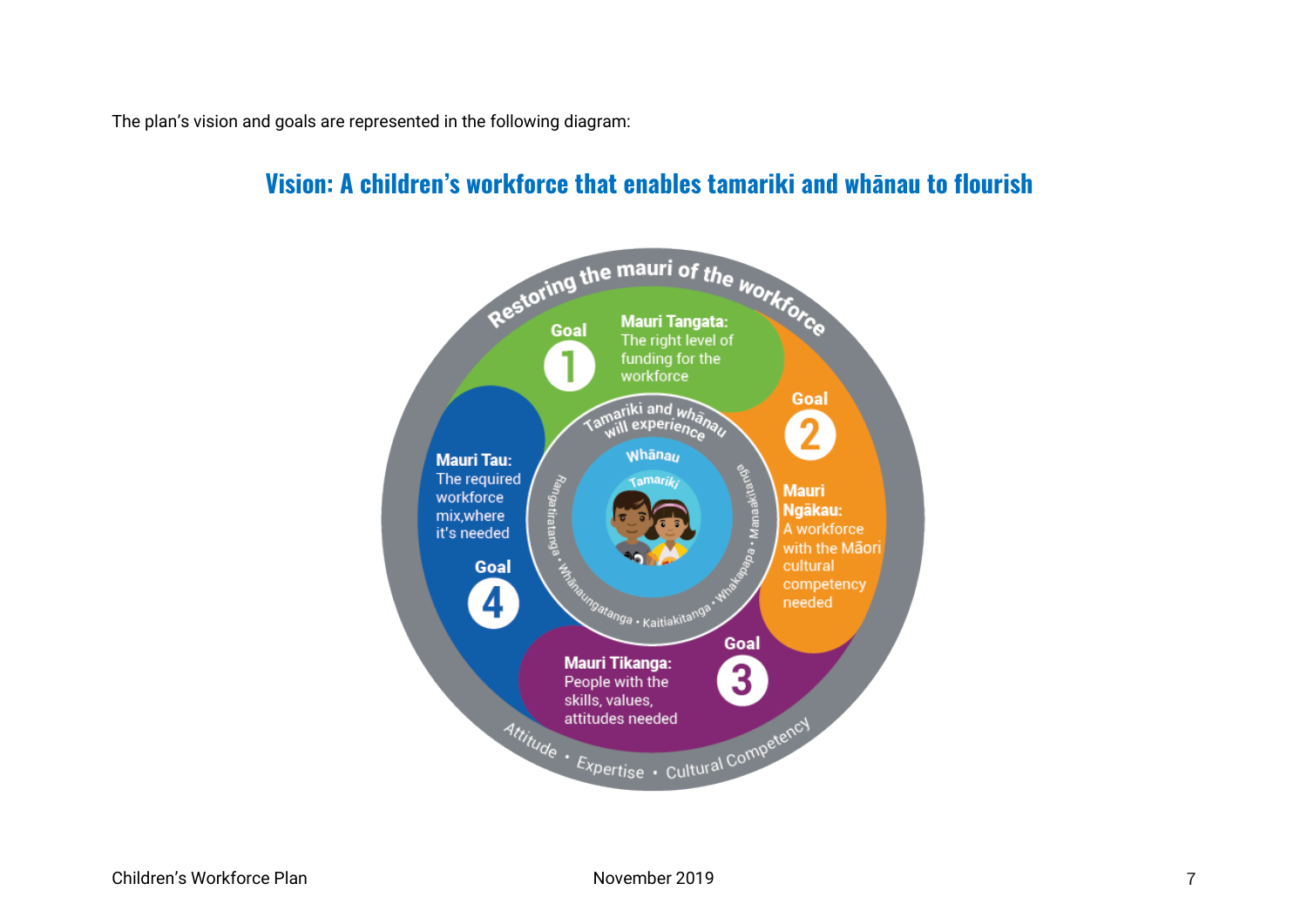The plan's vision and goals are represented in the following diagram:

## Vision: A children's workforce that enables tamariki and whānau to flourish

Restoring the mauri of the workforce

**Goal 1**

**Mauri Tangata:** The right level of funding for the workforce

**Goal 2**

**Mauri Ngākau:** A workforce with the Māori cultural competency needed

**Goal 3**

**Mauri Tikanga:** People with the skills, values, attitudes needed

**Goal 4**

**Mauri Tau:** The required workforce mix,where it's needed

Tamariki and whānau will experience

Rangatiratanga • Whānaungatanga • Kaitiakitanga • Whakapapa • Manaakitanga

Whānau

Tamariki

Attitude • Expertise • Cultural Competency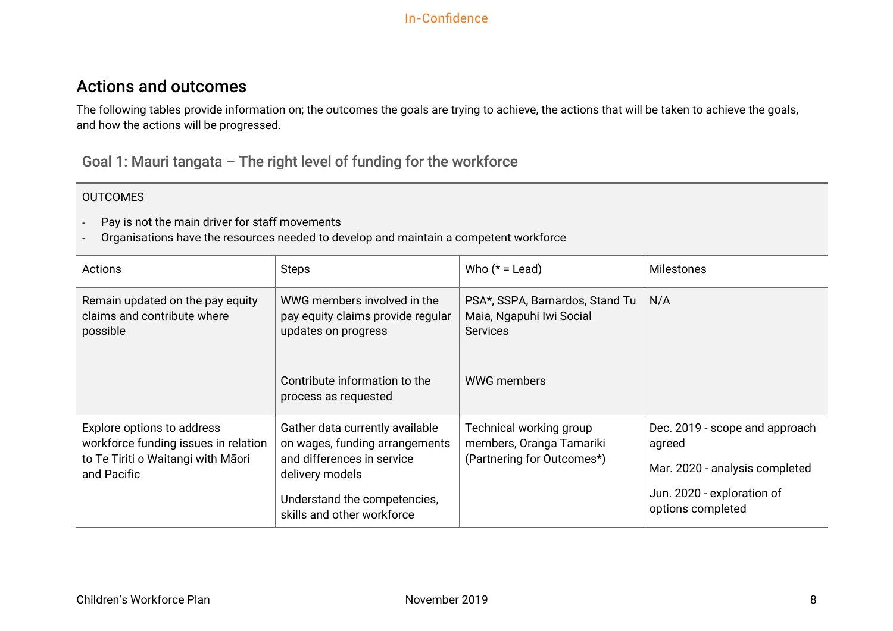## Actions and outcomes

The following tables provide information on; the outcomes the goals are trying to achieve, the actions that will be taken to achieve the goals, and how the actions will be progressed.

### Goal 1: Mauri tangata – The right level of funding for the workforce

OUTCOMES

- Pay is not the main driver for staff movements
- Organisations have the resources needed to develop and maintain a competent workforce

| Actions | Steps | Who (* = Lead) | Milestones |
|---|---|---|---|
| Remain updated on the pay equity claims and contribute where possible | WWG members involved in the pay equity claims provide regular updates on progress | PSA*, SSPA, Barnardos, Stand Tu Maia, Ngapuhi Iwi Social Services | N/A |
| | Contribute information to the process as requested | WWG members | |
| Explore options to address workforce funding issues in relation to Te Tiriti o Waitangi with Māori and Pacific | Gather data currently available on wages, funding arrangements and differences in service delivery models<br><br>Understand the competencies, skills and other workforce | Technical working group members, Oranga Tamariki (Partnering for Outcomes*) | Dec. 2019 - scope and approach agreed<br><br>Mar. 2020 - analysis completed<br><br>Jun. 2020 - exploration of options completed |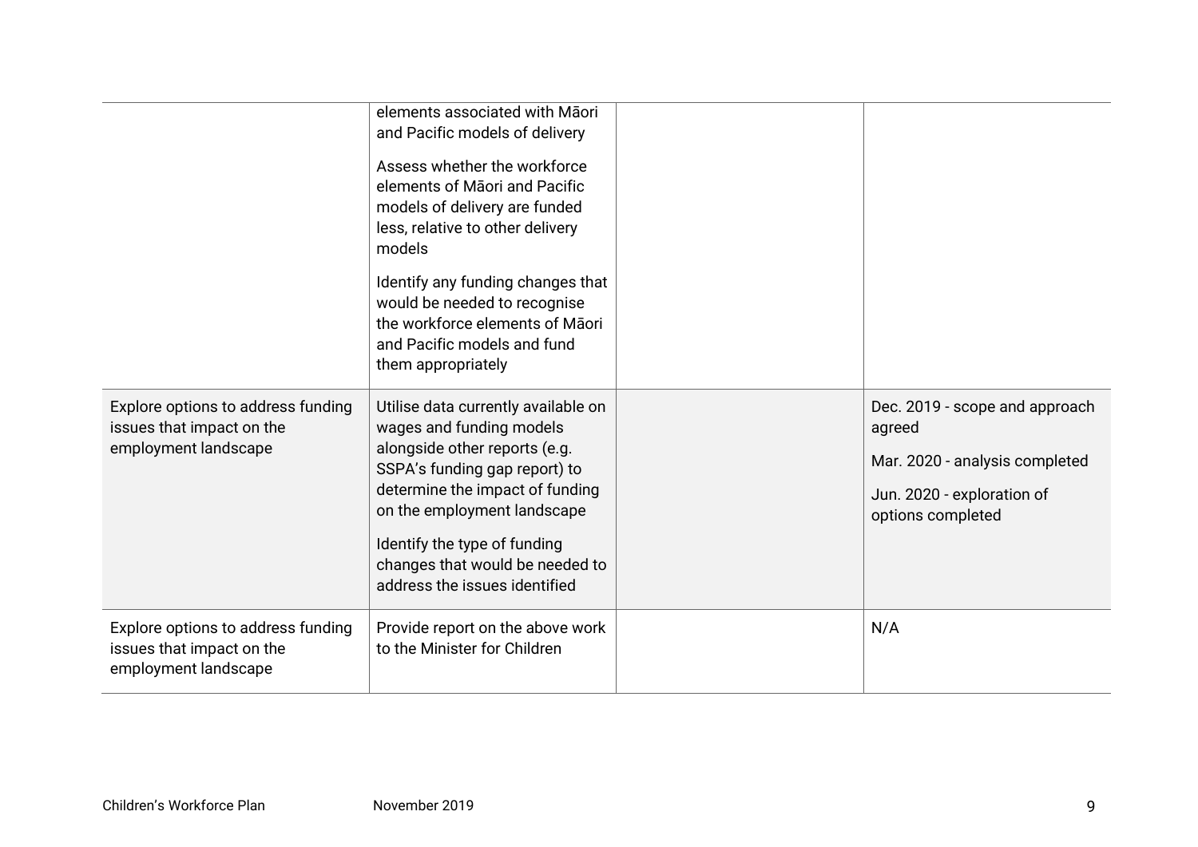| | | | |
|---|---|---|---|
| | elements associated with Māori and Pacific models of delivery<br><br>Assess whether the workforce elements of Māori and Pacific models of delivery are funded less, relative to other delivery models<br><br>Identify any funding changes that would be needed to recognise the workforce elements of Māori and Pacific models and fund them appropriately | | |
| Explore options to address funding issues that impact on the employment landscape | Utilise data currently available on wages and funding models alongside other reports (e.g. SSPA's funding gap report) to determine the impact of funding on the employment landscape<br><br>Identify the type of funding changes that would be needed to address the issues identified | | Dec. 2019 - scope and approach agreed<br><br>Mar. 2020 - analysis completed<br><br>Jun. 2020 - exploration of options completed |
| Explore options to address funding issues that impact on the employment landscape | Provide report on the above work to the Minister for Children | | N/A |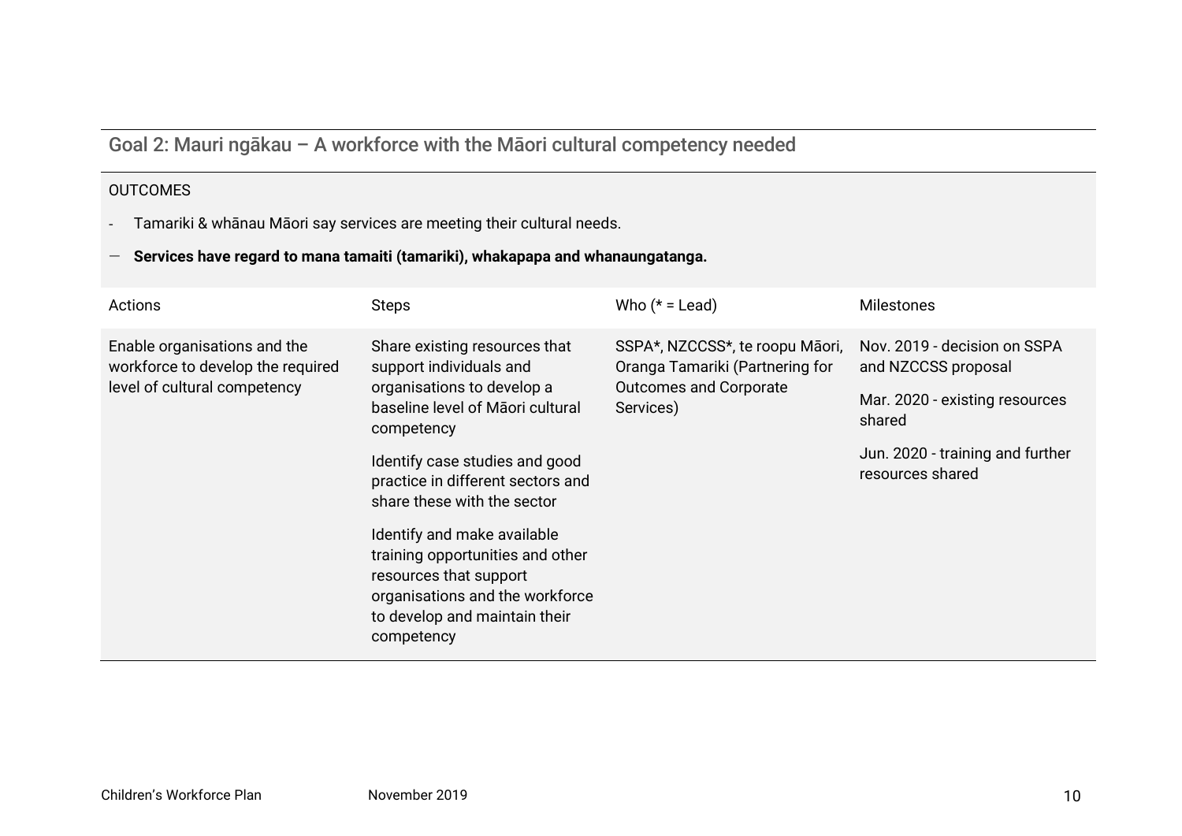## Goal 2: Mauri ngākau – A workforce with the Māori cultural competency needed

OUTCOMES

- Tamariki & whānau Māori say services are meeting their cultural needs.
- **Services have regard to mana tamaiti (tamariki), whakapapa and whanaungatanga.**

| Actions | Steps | Who (* = Lead) | Milestones |
|---|---|---|---|
| Enable organisations and the workforce to develop the required level of cultural competency | Share existing resources that support individuals and organisations to develop a baseline level of Māori cultural competency<br><br>Identify case studies and good practice in different sectors and share these with the sector<br><br>Identify and make available training opportunities and other resources that support organisations and the workforce to develop and maintain their competency | SSPA*, NZCCSS*, te roopu Māori, Oranga Tamariki (Partnering for Outcomes and Corporate Services) | Nov. 2019 - decision on SSPA and NZCCSS proposal<br><br>Mar. 2020 - existing resources shared<br><br>Jun. 2020 - training and further resources shared |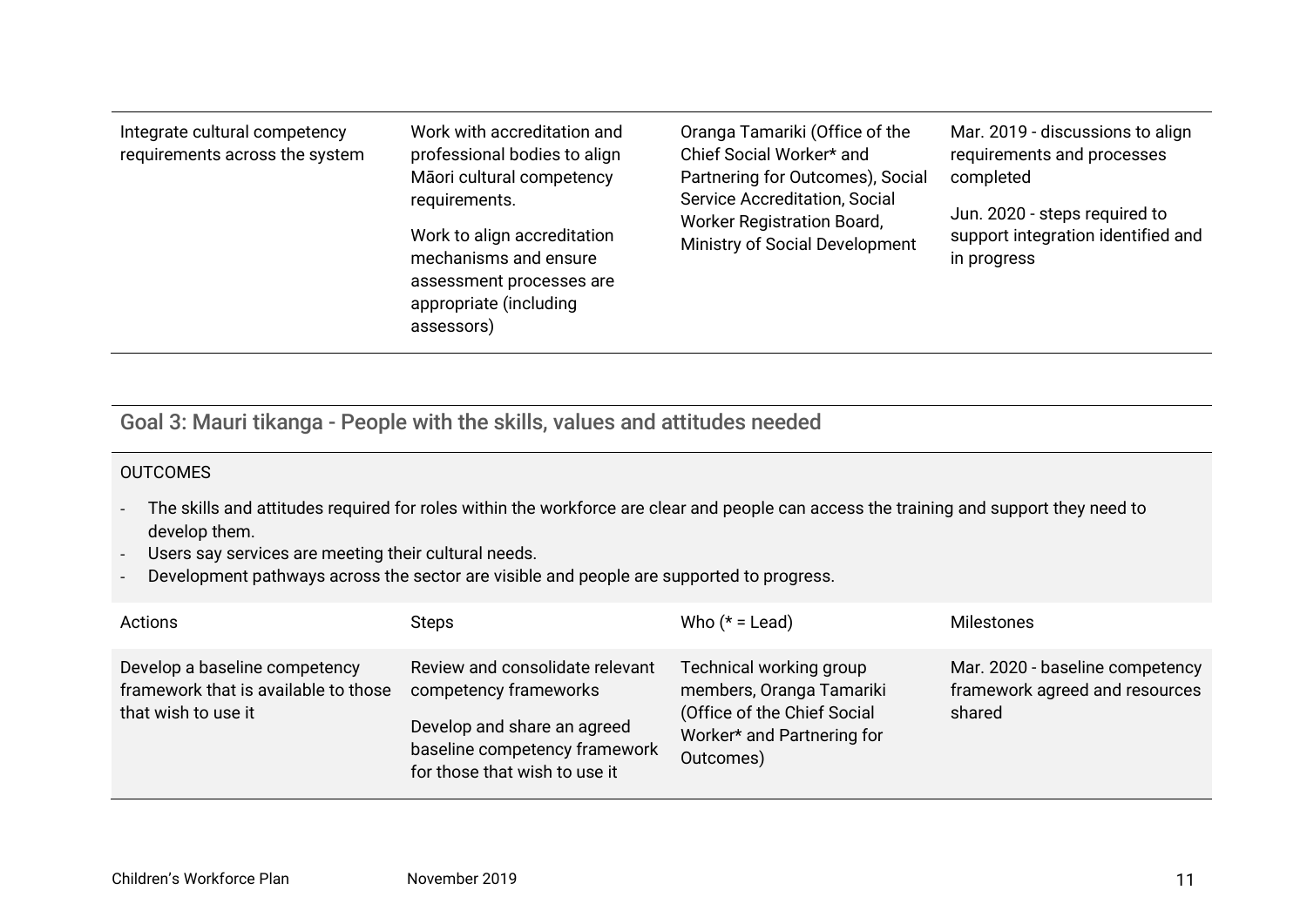| Actions | Steps | Who (* = Lead) | Milestones |
|---|---|---|---|
| Integrate cultural competency requirements across the system | Work with accreditation and professional bodies to align Māori cultural competency requirements.<br><br>Work to align accreditation mechanisms and ensure assessment processes are appropriate (including assessors) | Oranga Tamariki (Office of the Chief Social Worker* and Partnering for Outcomes), Social Service Accreditation, Social Worker Registration Board, Ministry of Social Development | Mar. 2019 - discussions to align requirements and processes completed<br><br>Jun. 2020 - steps required to support integration identified and in progress |

## Goal 3: Mauri tikanga - People with the skills, values and attitudes needed

OUTCOMES

- The skills and attitudes required for roles within the workforce are clear and people can access the training and support they need to develop them.
- Users say services are meeting their cultural needs.
- Development pathways across the sector are visible and people are supported to progress.

| Actions | Steps | Who (* = Lead) | Milestones |
|---|---|---|---|
| Develop a baseline competency framework that is available to those that wish to use it | Review and consolidate relevant competency frameworks<br><br>Develop and share an agreed baseline competency framework for those that wish to use it | Technical working group members, Oranga Tamariki (Office of the Chief Social Worker* and Partnering for Outcomes) | Mar. 2020 - baseline competency framework agreed and resources shared |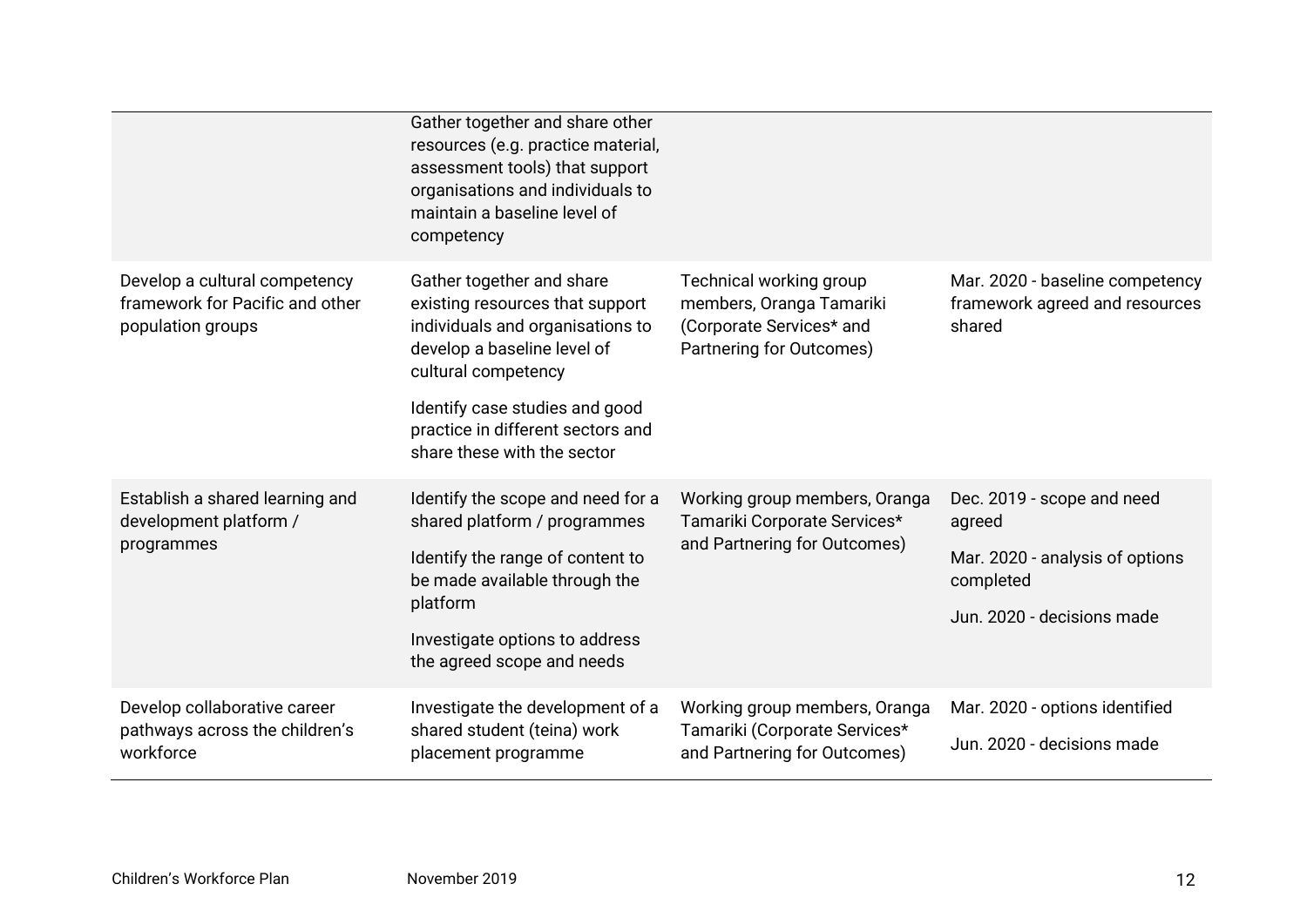| | | | |
|---|---|---|---|
| | Gather together and share other resources (e.g. practice material, assessment tools) that support organisations and individuals to maintain a baseline level of competency | | |
| Develop a cultural competency framework for Pacific and other population groups | Gather together and share existing resources that support individuals and organisations to develop a baseline level of cultural competency<br><br>Identify case studies and good practice in different sectors and share these with the sector | Technical working group members, Oranga Tamariki (Corporate Services* and Partnering for Outcomes) | Mar. 2020 - baseline competency framework agreed and resources shared |
| Establish a shared learning and development platform / programmes | Identify the scope and need for a shared platform / programmes<br><br>Identify the range of content to be made available through the platform<br><br>Investigate options to address the agreed scope and needs | Working group members, Oranga Tamariki Corporate Services* and Partnering for Outcomes) | Dec. 2019 - scope and need agreed<br><br>Mar. 2020 - analysis of options completed<br><br>Jun. 2020 - decisions made |
| Develop collaborative career pathways across the children's workforce | Investigate the development of a shared student (teina) work placement programme | Working group members, Oranga Tamariki (Corporate Services* and Partnering for Outcomes) | Mar. 2020 - options identified<br><br>Jun. 2020 - decisions made |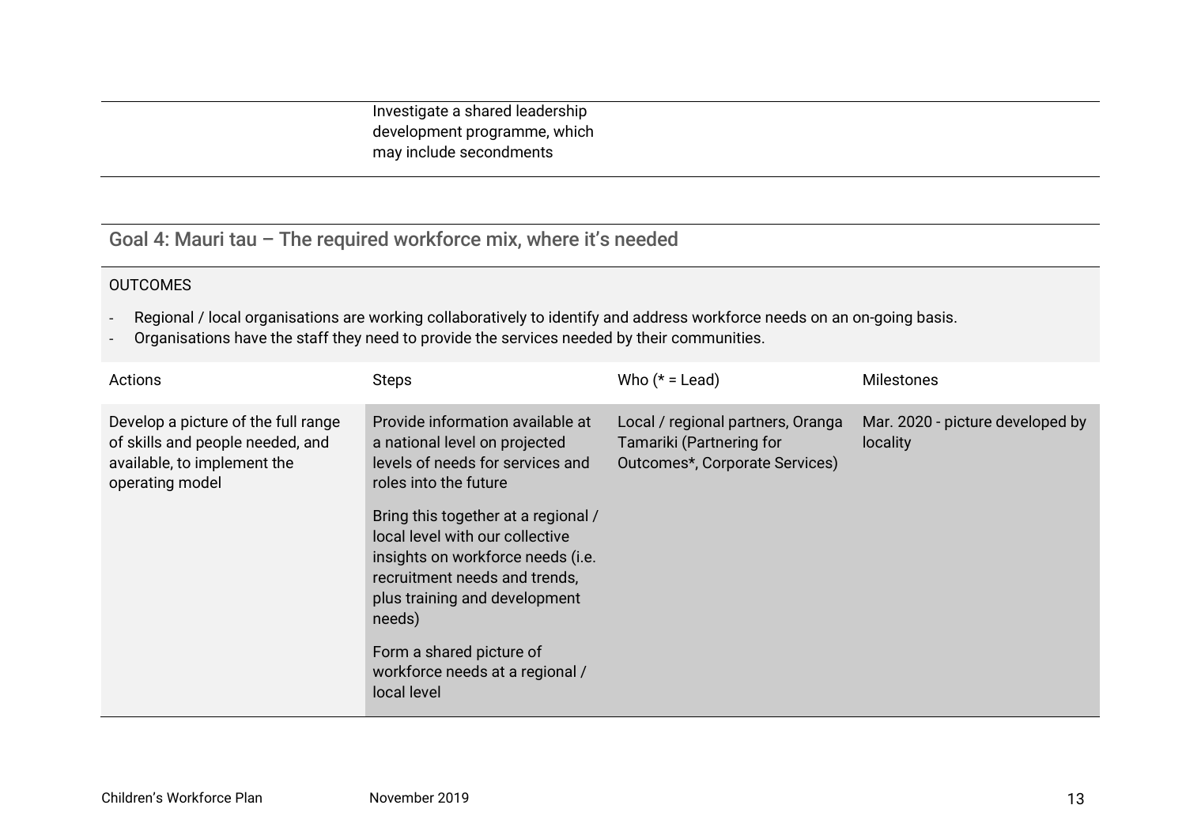| | | | |
|---|---|---|---|
| | Investigate a shared leadership development programme, which may include secondments | | |

## Goal 4: Mauri tau – The required workforce mix, where it's needed

OUTCOMES

- Regional / local organisations are working collaboratively to identify and address workforce needs on an on-going basis.
- Organisations have the staff they need to provide the services needed by their communities.

| Actions | Steps | Who (* = Lead) | Milestones |
|---|---|---|---|
| Develop a picture of the full range of skills and people needed, and available, to implement the operating model | Provide information available at a national level on projected levels of needs for services and roles into the future<br><br>Bring this together at a regional / local level with our collective insights on workforce needs (i.e. recruitment needs and trends, plus training and development needs)<br><br>Form a shared picture of workforce needs at a regional / local level | Local / regional partners, Oranga Tamariki (Partnering for Outcomes*, Corporate Services) | Mar. 2020 - picture developed by locality |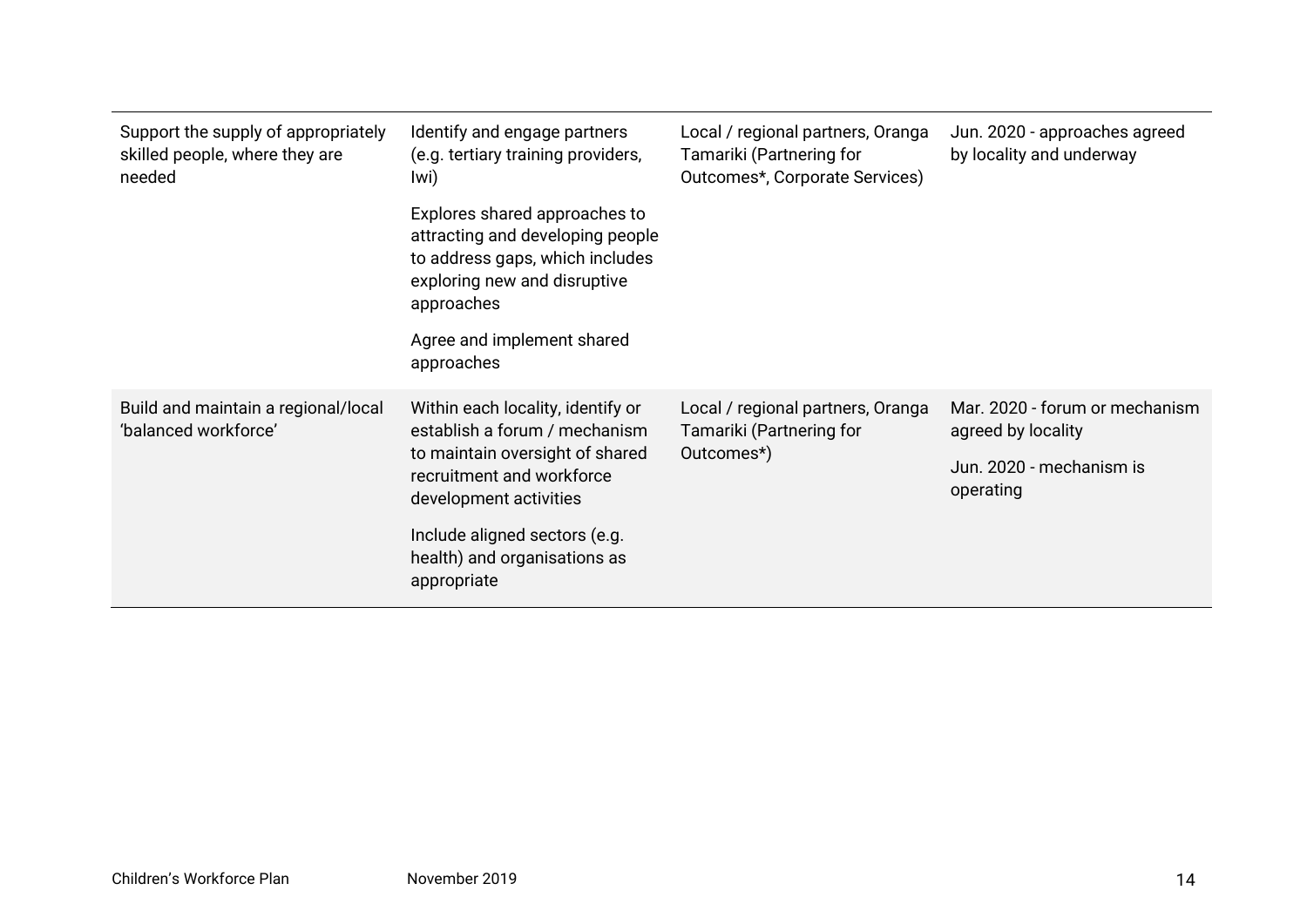| | | | |
|---|---|---|---|
| Support the supply of appropriately skilled people, where they are needed | Identify and engage partners (e.g. tertiary training providers, Iwi)<br><br>Explores shared approaches to attracting and developing people to address gaps, which includes exploring new and disruptive approaches<br><br>Agree and implement shared approaches | Local / regional partners, Oranga Tamariki (Partnering for Outcomes*, Corporate Services) | Jun. 2020 - approaches agreed by locality and underway |
| Build and maintain a regional/local 'balanced workforce' | Within each locality, identify or establish a forum / mechanism to maintain oversight of shared recruitment and workforce development activities<br><br>Include aligned sectors (e.g. health) and organisations as appropriate | Local / regional partners, Oranga Tamariki (Partnering for Outcomes*) | Mar. 2020 - forum or mechanism agreed by locality<br><br>Jun. 2020 - mechanism is operating |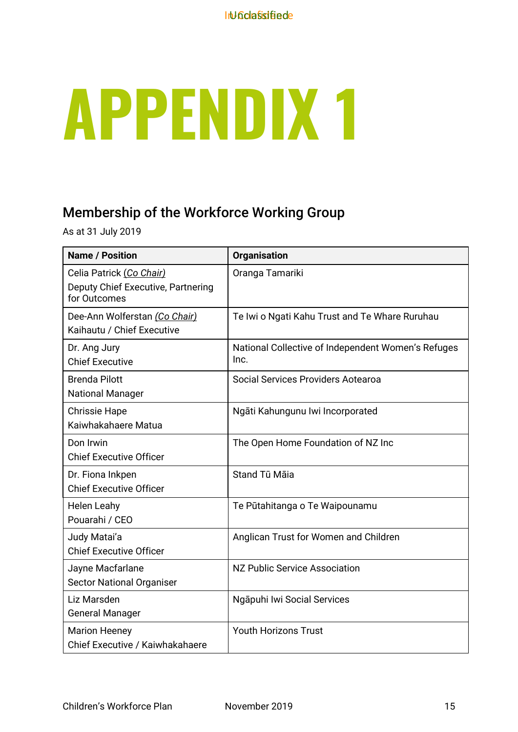# APPENDIX 1

## Membership of the Workforce Working Group

As at 31 July 2019

| Name / Position | Organisation |
|---|---|
| Celia Patrick *(Co Chair)*<br>Deputy Chief Executive, Partnering for Outcomes | Oranga Tamariki |
| Dee-Ann Wolferstan *(Co Chair)*<br>Kaihautu / Chief Executive | Te Iwi o Ngati Kahu Trust and Te Whare Ruruhau |
| Dr. Ang Jury<br>Chief Executive | National Collective of Independent Women's Refuges Inc. |
| Brenda Pilott<br>National Manager | Social Services Providers Aotearoa |
| Chrissie Hape<br>Kaiwhakahaere Matua | Ngāti Kahungunu Iwi Incorporated |
| Don Irwin<br>Chief Executive Officer | The Open Home Foundation of NZ Inc |
| Dr. Fiona Inkpen<br>Chief Executive Officer | Stand Tū Māia |
| Helen Leahy<br>Pouarahi / CEO | Te Pūtahitanga o Te Waipounamu |
| Judy Matai'a<br>Chief Executive Officer | Anglican Trust for Women and Children |
| Jayne Macfarlane<br>Sector National Organiser | NZ Public Service Association |
| Liz Marsden<br>General Manager | Ngāpuhi Iwi Social Services |
| Marion Heeney<br>Chief Executive / Kaiwhakahaere | Youth Horizons Trust |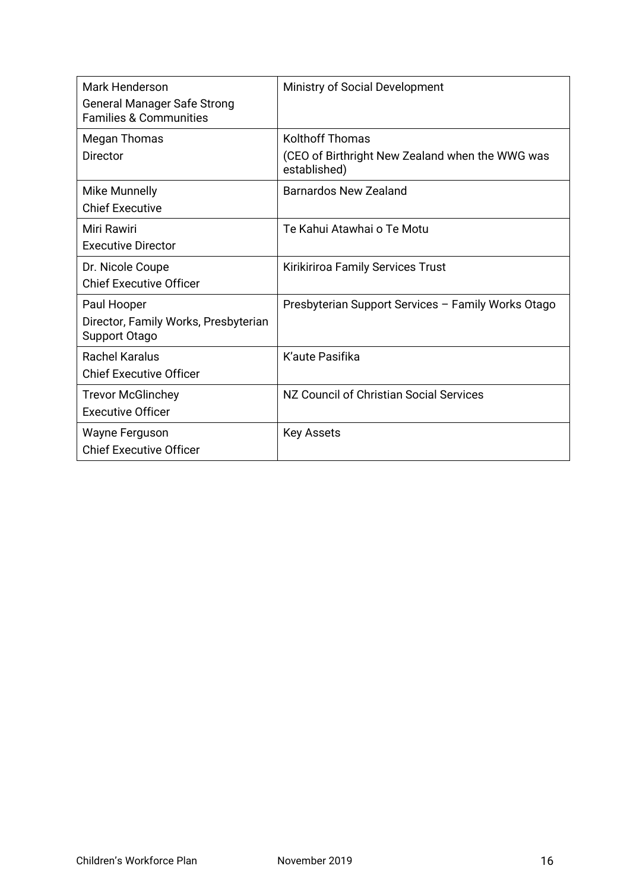| | |
|---|---|
| Mark Henderson<br>General Manager Safe Strong Families & Communities | Ministry of Social Development |
| Megan Thomas<br>Director | Kolthoff Thomas<br>(CEO of Birthright New Zealand when the WWG was established) |
| Mike Munnelly<br>Chief Executive | Barnardos New Zealand |
| Miri Rawiri<br>Executive Director | Te Kahui Atawhai o Te Motu |
| Dr. Nicole Coupe<br>Chief Executive Officer | Kirikiriroa Family Services Trust |
| Paul Hooper<br>Director, Family Works, Presbyterian Support Otago | Presbyterian Support Services – Family Works Otago |
| Rachel Karalus<br>Chief Executive Officer | K'aute Pasifika |
| Trevor McGlinchey<br>Executive Officer | NZ Council of Christian Social Services |
| Wayne Ferguson<br>Chief Executive Officer | Key Assets |